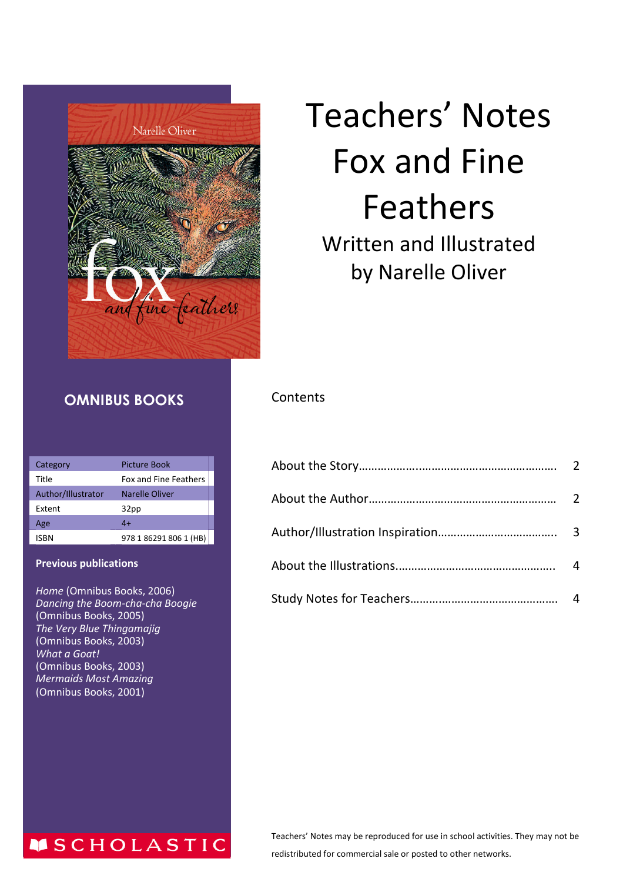# Teachers' Notes Fox and Fine Feathers

## Written and Illustrated by Narelle Oliver

**OMNIBUS BOOKS**

| Category | Picture Book |
| --- | --- |
| Title | Fox and Fine Feathers |
| Author/Illustrator | Narelle Oliver |
| Extent | 32pp |
| Age | 4+ |
| ISBN | 978 1 86291 806 1 (HB) |

**Previous publications**

*Home* (Omnibus Books, 2006)
*Dancing the Boom-cha-cha Boogie* (Omnibus Books, 2005)
*The Very Blue Thingamajig* (Omnibus Books, 2003)
*What a Goat!* (Omnibus Books, 2003)
*Mermaids Most Amazing* (Omnibus Books, 2001)

SCHOLASTIC

Contents

About the Story…………………………………………………… 2

About the Author………………………………………………… 2

Author/Illustration Inspiration……………………………… 3

About the Illustrations………………………………………… 4

Study Notes for Teachers…………………………………… 4

Teachers' Notes may be reproduced for use in school activities. They may not be redistributed for commercial sale or posted to other networks.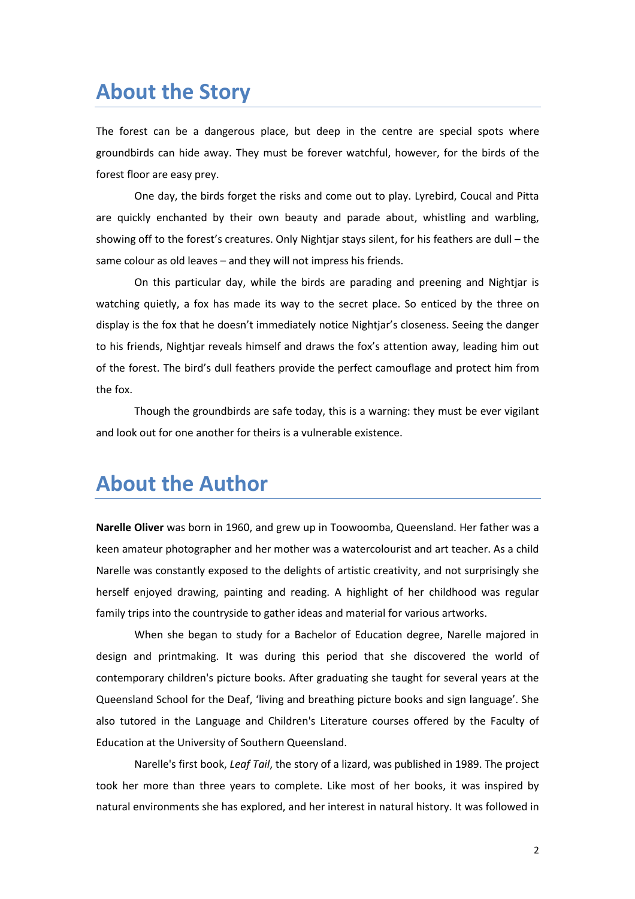## About the Story

The forest can be a dangerous place, but deep in the centre are special spots where groundbirds can hide away. They must be forever watchful, however, for the birds of the forest floor are easy prey.

One day, the birds forget the risks and come out to play. Lyrebird, Coucal and Pitta are quickly enchanted by their own beauty and parade about, whistling and warbling, showing off to the forest's creatures. Only Nightjar stays silent, for his feathers are dull – the same colour as old leaves – and they will not impress his friends.

On this particular day, while the birds are parading and preening and Nightjar is watching quietly, a fox has made its way to the secret place. So enticed by the three on display is the fox that he doesn't immediately notice Nightjar's closeness. Seeing the danger to his friends, Nightjar reveals himself and draws the fox's attention away, leading him out of the forest. The bird's dull feathers provide the perfect camouflage and protect him from the fox.

Though the groundbirds are safe today, this is a warning: they must be ever vigilant and look out for one another for theirs is a vulnerable existence.

## About the Author

**Narelle Oliver** was born in 1960, and grew up in Toowoomba, Queensland. Her father was a keen amateur photographer and her mother was a watercolourist and art teacher. As a child Narelle was constantly exposed to the delights of artistic creativity, and not surprisingly she herself enjoyed drawing, painting and reading. A highlight of her childhood was regular family trips into the countryside to gather ideas and material for various artworks.

When she began to study for a Bachelor of Education degree, Narelle majored in design and printmaking. It was during this period that she discovered the world of contemporary children's picture books. After graduating she taught for several years at the Queensland School for the Deaf, 'living and breathing picture books and sign language'. She also tutored in the Language and Children's Literature courses offered by the Faculty of Education at the University of Southern Queensland.

Narelle's first book, *Leaf Tail*, the story of a lizard, was published in 1989. The project took her more than three years to complete. Like most of her books, it was inspired by natural environments she has explored, and her interest in natural history. It was followed in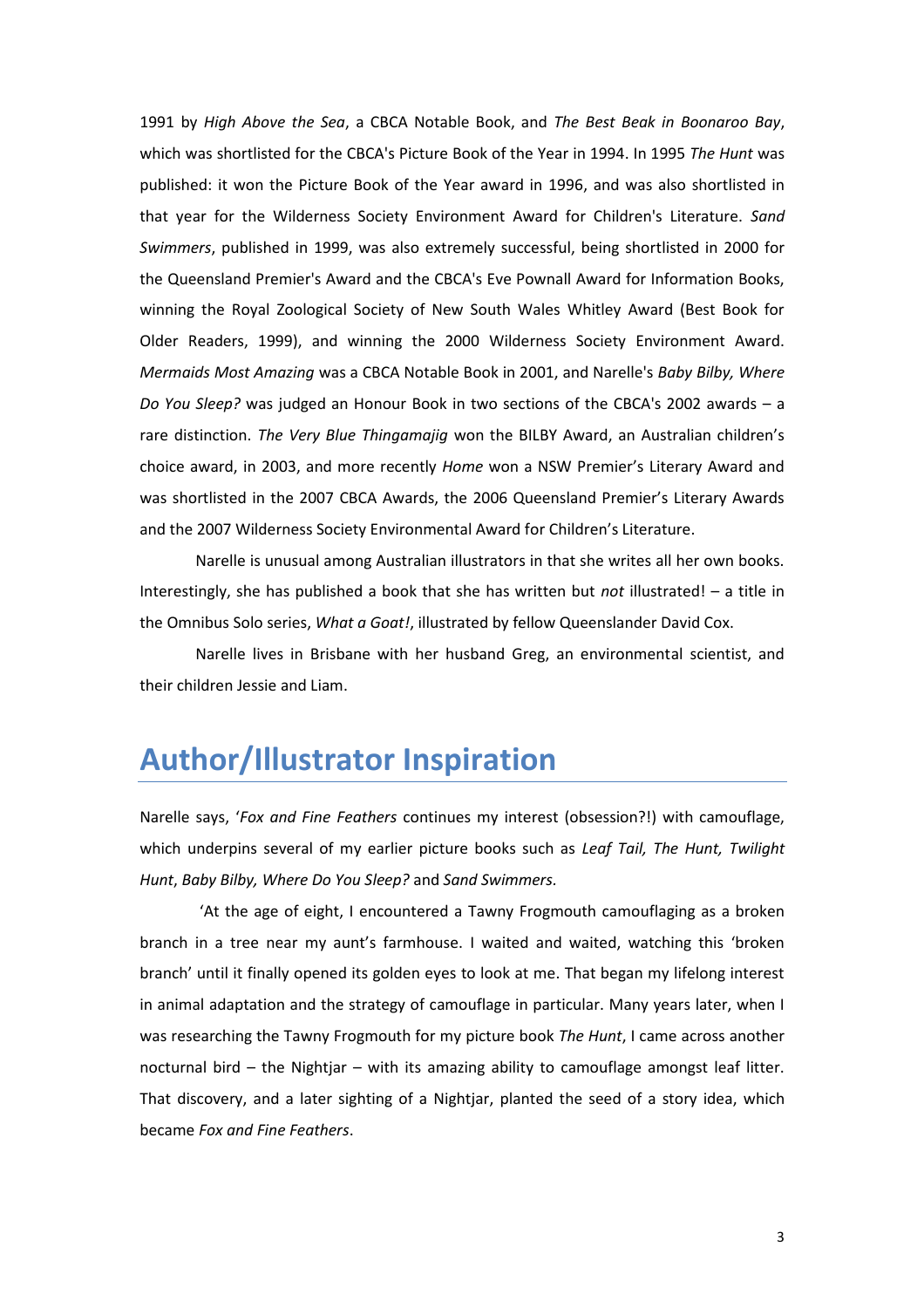1991 by *High Above the Sea*, a CBCA Notable Book, and *The Best Beak in Boonaroo Bay*, which was shortlisted for the CBCA's Picture Book of the Year in 1994. In 1995 *The Hunt* was published: it won the Picture Book of the Year award in 1996, and was also shortlisted in that year for the Wilderness Society Environment Award for Children's Literature. *Sand Swimmers*, published in 1999, was also extremely successful, being shortlisted in 2000 for the Queensland Premier's Award and the CBCA's Eve Pownall Award for Information Books, winning the Royal Zoological Society of New South Wales Whitley Award (Best Book for Older Readers, 1999), and winning the 2000 Wilderness Society Environment Award. *Mermaids Most Amazing* was a CBCA Notable Book in 2001, and Narelle's *Baby Bilby, Where Do You Sleep?* was judged an Honour Book in two sections of the CBCA's 2002 awards – a rare distinction. *The Very Blue Thingamajig* won the BILBY Award, an Australian children's choice award, in 2003, and more recently *Home* won a NSW Premier's Literary Award and was shortlisted in the 2007 CBCA Awards, the 2006 Queensland Premier's Literary Awards and the 2007 Wilderness Society Environmental Award for Children's Literature.

Narelle is unusual among Australian illustrators in that she writes all her own books. Interestingly, she has published a book that she has written but *not* illustrated! – a title in the Omnibus Solo series, *What a Goat!*, illustrated by fellow Queenslander David Cox.

Narelle lives in Brisbane with her husband Greg, an environmental scientist, and their children Jessie and Liam.

## Author/Illustrator Inspiration

Narelle says, '*Fox and Fine Feathers* continues my interest (obsession?!) with camouflage, which underpins several of my earlier picture books such as *Leaf Tail, The Hunt, Twilight Hunt*, *Baby Bilby, Where Do You Sleep?* and *Sand Swimmers*.

'At the age of eight, I encountered a Tawny Frogmouth camouflaging as a broken branch in a tree near my aunt's farmhouse. I waited and waited, watching this 'broken branch' until it finally opened its golden eyes to look at me. That began my lifelong interest in animal adaptation and the strategy of camouflage in particular. Many years later, when I was researching the Tawny Frogmouth for my picture book *The Hunt*, I came across another nocturnal bird – the Nightjar – with its amazing ability to camouflage amongst leaf litter. That discovery, and a later sighting of a Nightjar, planted the seed of a story idea, which became *Fox and Fine Feathers*.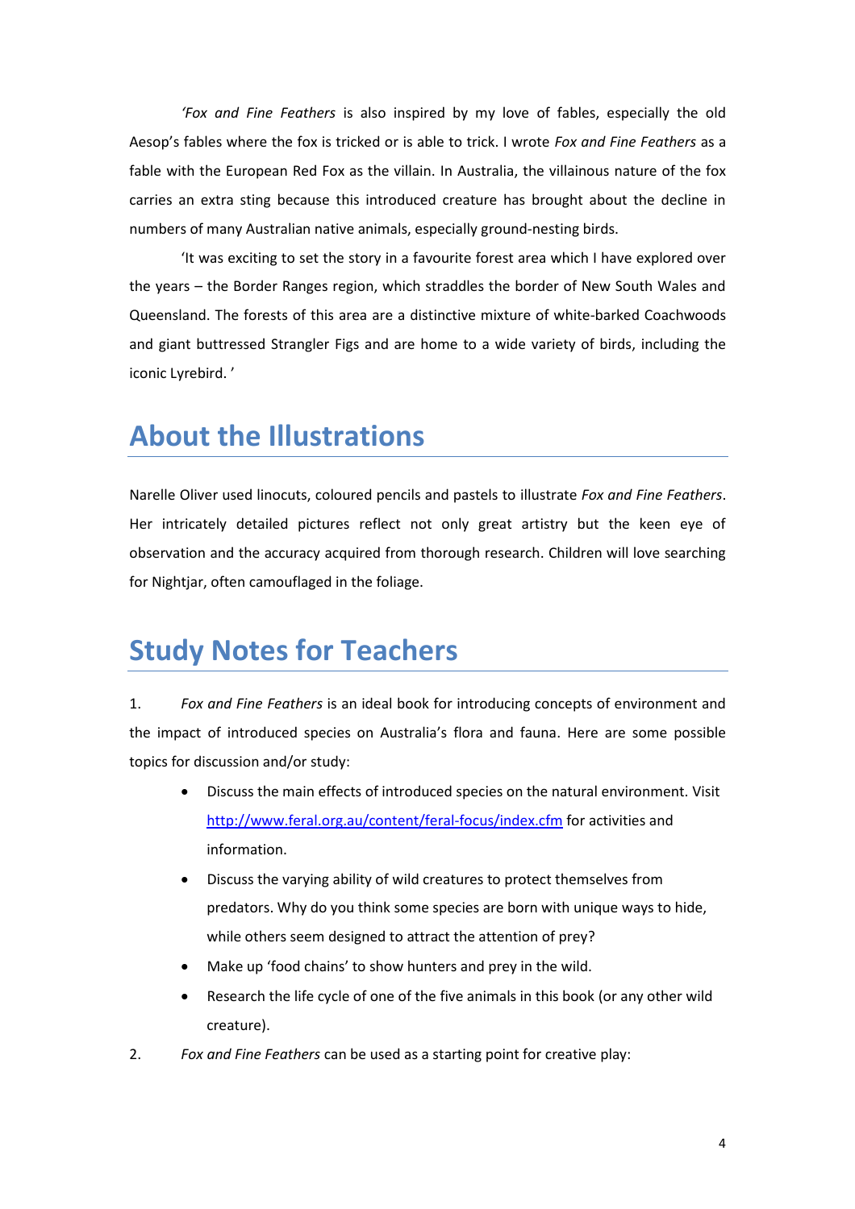'*Fox and Fine Feathers* is also inspired by my love of fables, especially the old Aesop's fables where the fox is tricked or is able to trick. I wrote *Fox and Fine Feathers* as a fable with the European Red Fox as the villain. In Australia, the villainous nature of the fox carries an extra sting because this introduced creature has brought about the decline in numbers of many Australian native animals, especially ground-nesting birds.

'It was exciting to set the story in a favourite forest area which I have explored over the years – the Border Ranges region, which straddles the border of New South Wales and Queensland. The forests of this area are a distinctive mixture of white-barked Coachwoods and giant buttressed Strangler Figs and are home to a wide variety of birds, including the iconic Lyrebird. '

## About the Illustrations

Narelle Oliver used linocuts, coloured pencils and pastels to illustrate *Fox and Fine Feathers*. Her intricately detailed pictures reflect not only great artistry but the keen eye of observation and the accuracy acquired from thorough research. Children will love searching for Nightjar, often camouflaged in the foliage.

## Study Notes for Teachers

1. *Fox and Fine Feathers* is an ideal book for introducing concepts of environment and the impact of introduced species on Australia's flora and fauna. Here are some possible topics for discussion and/or study:
   - Discuss the main effects of introduced species on the natural environment. Visit [http://www.feral.org.au/content/feral-focus/index.cfm](http://www.feral.org.au/content/feral-focus/index.cfm) for activities and information.
   - Discuss the varying ability of wild creatures to protect themselves from predators. Why do you think some species are born with unique ways to hide, while others seem designed to attract the attention of prey?
   - Make up 'food chains' to show hunters and prey in the wild.
   - Research the life cycle of one of the five animals in this book (or any other wild creature).
2. *Fox and Fine Feathers* can be used as a starting point for creative play: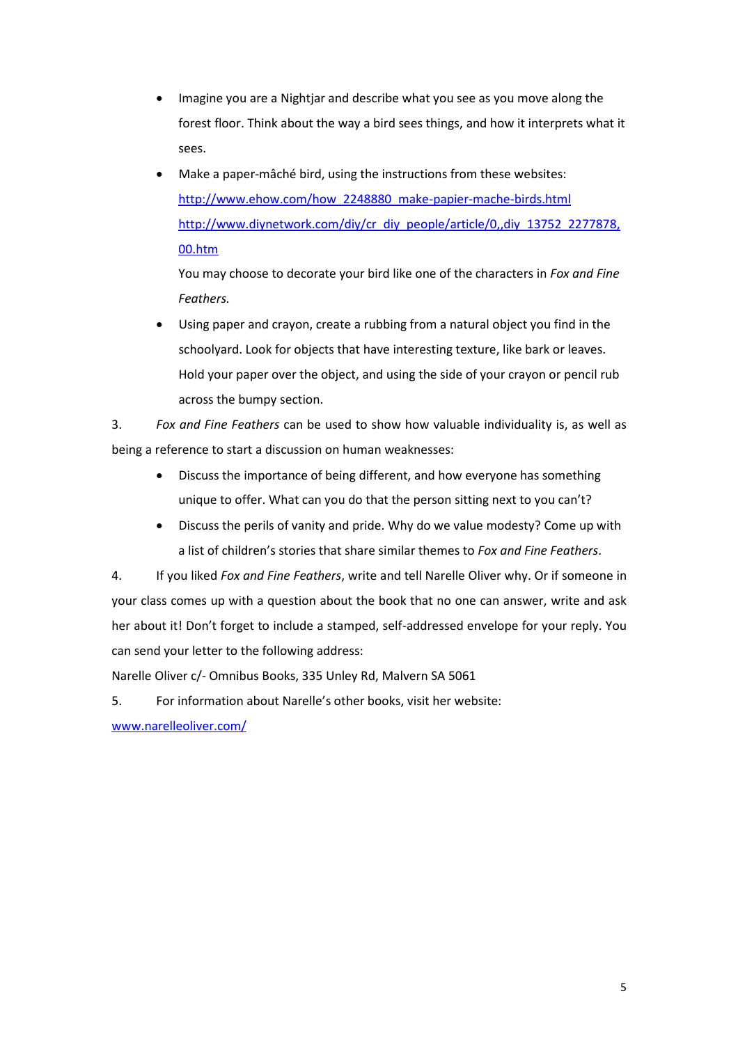- Imagine you are a Nightjar and describe what you see as you move along the forest floor. Think about the way a bird sees things, and how it interprets what it sees.
- Make a paper-mâché bird, using the instructions from these websites:
  http://www.ehow.com/how_2248880_make-papier-mache-birds.html
  http://www.diynetwork.com/diy/cr_diy_people/article/0,,diy_13752_2277878,00.htm
  You may choose to decorate your bird like one of the characters in *Fox and Fine Feathers.*
- Using paper and crayon, create a rubbing from a natural object you find in the schoolyard. Look for objects that have interesting texture, like bark or leaves. Hold your paper over the object, and using the side of your crayon or pencil rub across the bumpy section.

3. *Fox and Fine Feathers* can be used to show how valuable individuality is, as well as being a reference to start a discussion on human weaknesses:

- Discuss the importance of being different, and how everyone has something unique to offer. What can you do that the person sitting next to you can't?
- Discuss the perils of vanity and pride. Why do we value modesty? Come up with a list of children's stories that share similar themes to *Fox and Fine Feathers*.

4. If you liked *Fox and Fine Feathers*, write and tell Narelle Oliver why. Or if someone in your class comes up with a question about the book that no one can answer, write and ask her about it! Don't forget to include a stamped, self-addressed envelope for your reply. You can send your letter to the following address:

Narelle Oliver c/- Omnibus Books, 335 Unley Rd, Malvern SA 5061

5. For information about Narelle's other books, visit her website:

www.narelleoliver.com/